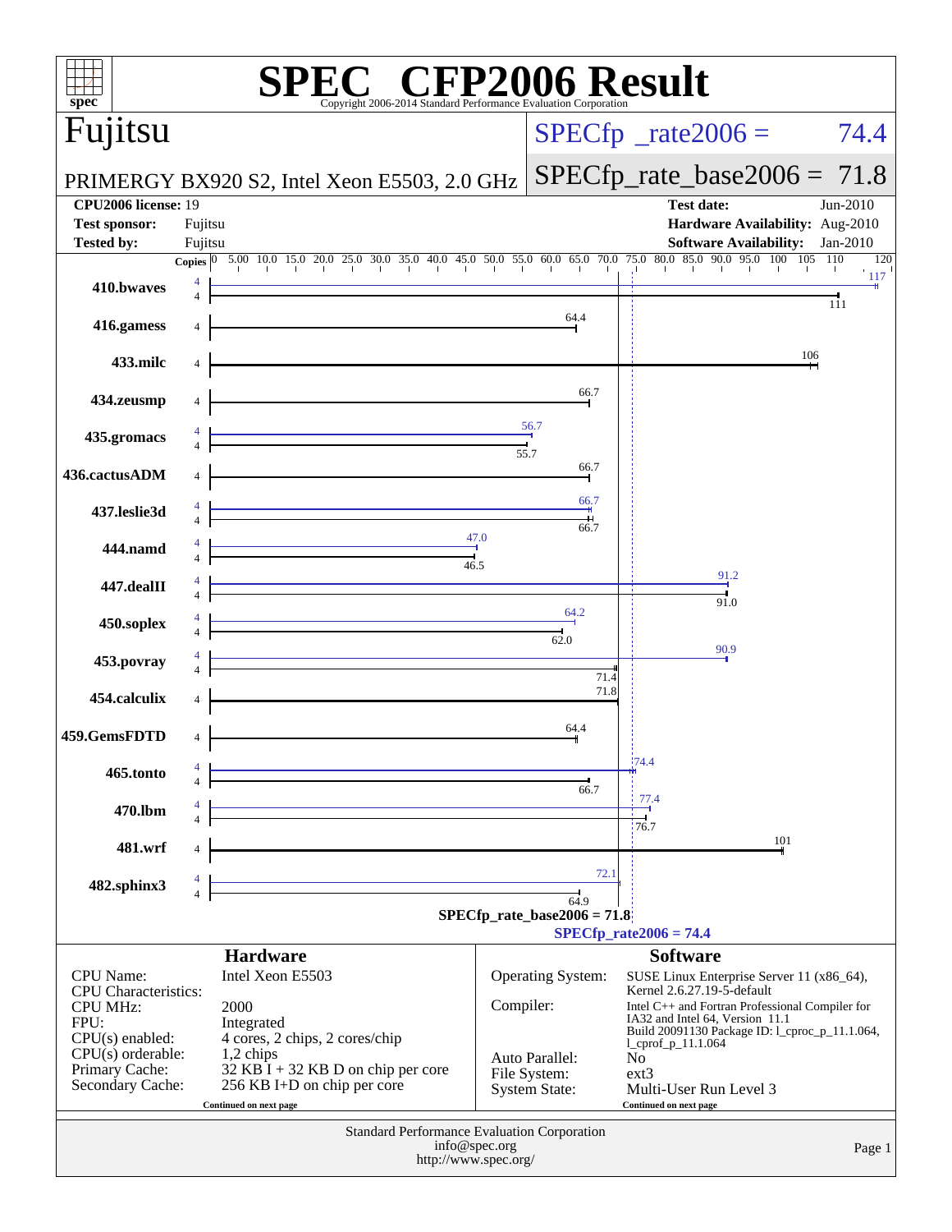# SPEC® CFP2006 Result

Copyright 2006-2014 Standard Performance Evaluation Corporation

## Fujitsu

**PRIMERGY BX920 S2, Intel Xeon E5503, 2.0 GHz**

SPECfp_rate2006 = 74.4

SPECfp_rate_base2006 = 71.8

| | | | |
|---|---|---|---|
| **CPU2006 license:** | 19 | **Test date:** | Jun-2010 |
| **Test sponsor:** | Fujitsu | **Hardware Availability:** | Aug-2010 |
| **Tested by:** | Fujitsu | **Software Availability:** | Jan-2010 |

| Benchmark | Copies (peak) | Peak | Copies (base) | Base |
|---|---|---|---|---|
| 410.bwaves | 4 | 117 | 4 | 111 |
| 416.gamess | | | 4 | 64.4 |
| 433.milc | | | 4 | 106 |
| 434.zeusmp | | | 4 | 66.7 |
| 435.gromacs | 4 | 56.7 | 4 | 55.7 |
| 436.cactusADM | | | 4 | 66.7 |
| 437.leslie3d | 4 | 66.7 | 4 | 66.7 |
| 444.namd | 4 | 47.0 | 4 | 46.5 |
| 447.dealII | 4 | 91.2 | 4 | 91.0 |
| 450.soplex | 4 | 64.2 | 4 | 62.0 |
| 453.povray | 4 | 90.9 | 4 | 71.4 |
| 454.calculix | | | 4 | 71.8 |
| 459.GemsFDTD | | | 4 | 64.4 |
| 465.tonto | 4 | 74.4 | 4 | 66.7 |
| 470.lbm | 4 | 77.4 | 4 | 76.7 |
| 481.wrf | | | 4 | 101 |
| 482.sphinx3 | 4 | 72.1 | 4 | 64.9 |

SPECfp_rate_base2006 = 71.8

SPECfp_rate2006 = 74.4

### Hardware

| | |
|---|---|
| CPU Name: | Intel Xeon E5503 |
| CPU Characteristics: | |
| CPU MHz: | 2000 |
| FPU: | Integrated |
| CPU(s) enabled: | 4 cores, 2 chips, 2 cores/chip |
| CPU(s) orderable: | 1,2 chips |
| Primary Cache: | 32 KB I + 32 KB D on chip per core |
| Secondary Cache: | 256 KB I+D on chip per core |

Continued on next page

### Software

| | |
|---|---|
| Operating System: | SUSE Linux Enterprise Server 11 (x86_64), Kernel 2.6.27.19-5-default |
| Compiler: | Intel C++ and Fortran Professional Compiler for IA32 and Intel 64, Version 11.1 Build 20091130 Package ID: l_cproc_p_11.1.064, l_cprof_p_11.1.064 |
| Auto Parallel: | No |
| File System: | ext3 |
| System State: | Multi-User Run Level 3 |

Continued on next page

Standard Performance Evaluation Corporation
info@spec.org
http://www.spec.org/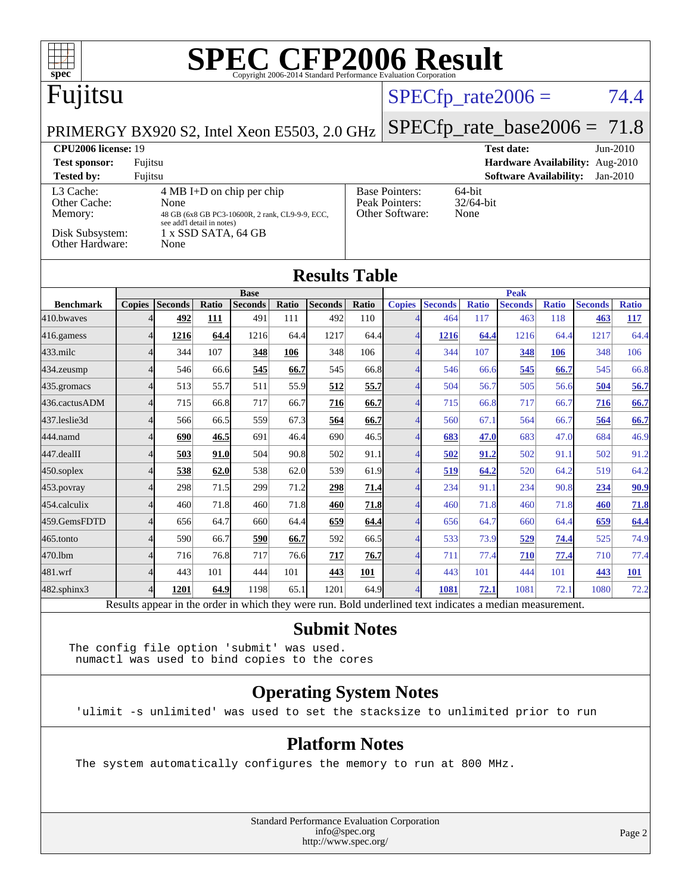# SPEC CFP2006 Result

Copyright 2006-2014 Standard Performance Evaluation Corporation

## Fujitsu

PRIMERGY BX920 S2, Intel Xeon E5503, 2.0 GHz

SPECfp_rate2006 = 74.4

SPECfp_rate_base2006 = 71.8

**CPU2006 license:** 19
**Test sponsor:** Fujitsu
**Tested by:** Fujitsu

**Test date:** Jun-2010
**Hardware Availability:** Aug-2010
**Software Availability:** Jan-2010

| | |
|---|---|
| L3 Cache: | 4 MB I+D on chip per chip |
| Other Cache: | None |
| Memory: | 48 GB (6x8 GB PC3-10600R, 2 rank, CL9-9-9, ECC, see add'l detail in notes) |
| Disk Subsystem: | 1 x SSD SATA, 64 GB |
| Other Hardware: | None |

| | |
|---|---|
| Base Pointers: | 64-bit |
| Peak Pointers: | 32/64-bit |
| Other Software: | None |

## Results Table

| | Base | | | | | | | Peak | | | | | | |
|---|---|---|---|---|---|---|---|---|---|---|---|---|---|---|
| **Benchmark** | **Copies** | **Seconds** | **Ratio** | **Seconds** | **Ratio** | **Seconds** | **Ratio** | **Copies** | **Seconds** | **Ratio** | **Seconds** | **Ratio** | **Seconds** | **Ratio** |
| 410.bwaves | 4 | **492** | **111** | 491 | 111 | 492 | 110 | 4 | 464 | 117 | 463 | 118 | **463** | **117** |
| 416.gamess | 4 | **1216** | **64.4** | 1216 | 64.4 | 1217 | 64.4 | 4 | **1216** | **64.4** | 1216 | 64.4 | 1217 | 64.4 |
| 433.milc | 4 | 344 | 107 | **348** | **106** | 348 | 106 | 4 | 344 | 107 | **348** | **106** | 348 | 106 |
| 434.zeusmp | 4 | 546 | 66.6 | **545** | **66.7** | 545 | 66.8 | 4 | 546 | 66.6 | **545** | **66.7** | 545 | 66.8 |
| 435.gromacs | 4 | 513 | 55.7 | 511 | 55.9 | **512** | **55.7** | 4 | 504 | 56.7 | 505 | 56.6 | **504** | **56.7** |
| 436.cactusADM | 4 | 715 | 66.8 | 717 | 66.7 | **716** | **66.7** | 4 | 715 | 66.8 | 717 | 66.7 | **716** | **66.7** |
| 437.leslie3d | 4 | 566 | 66.5 | 559 | 67.3 | **564** | **66.7** | 4 | 560 | 67.1 | 564 | 66.7 | **564** | **66.7** |
| 444.namd | 4 | **690** | **46.5** | 691 | 46.4 | 690 | 46.5 | 4 | **683** | **47.0** | 683 | 47.0 | 684 | 46.9 |
| 447.dealII | 4 | **503** | **91.0** | 504 | 90.8 | 502 | 91.1 | 4 | **502** | **91.2** | 502 | 91.1 | 502 | 91.2 |
| 450.soplex | 4 | **538** | **62.0** | 538 | 62.0 | 539 | 61.9 | 4 | **519** | **64.2** | 520 | 64.2 | 519 | 64.2 |
| 453.povray | 4 | 298 | 71.5 | 299 | 71.2 | **298** | **71.4** | 4 | 234 | 91.1 | 234 | 90.8 | **234** | **90.9** |
| 454.calculix | 4 | 460 | 71.8 | 460 | 71.8 | **460** | **71.8** | 4 | 460 | 71.8 | 460 | 71.8 | **460** | **71.8** |
| 459.GemsFDTD | 4 | 656 | 64.7 | 660 | 64.4 | **659** | **64.4** | 4 | 656 | 64.7 | 660 | 64.4 | **659** | **64.4** |
| 465.tonto | 4 | 590 | 66.7 | **590** | **66.7** | 592 | 66.5 | 4 | 533 | 73.9 | **529** | **74.4** | 525 | 74.9 |
| 470.lbm | 4 | 716 | 76.8 | 717 | 76.6 | **717** | **76.7** | 4 | 711 | 77.4 | **710** | **77.4** | 710 | 77.4 |
| 481.wrf | 4 | 443 | 101 | 444 | 101 | **443** | **101** | 4 | 443 | 101 | 444 | 101 | **443** | **101** |
| 482.sphinx3 | 4 | **1201** | **64.9** | 1198 | 65.1 | 1201 | 64.9 | 4 | **1081** | **72.1** | 1081 | 72.1 | 1080 | 72.2 |

Results appear in the order in which they were run. Bold underlined text indicates a median measurement.

## Submit Notes

```
The config file option 'submit' was used.
 numactl was used to bind copies to the cores
```

## Operating System Notes

```
'ulimit -s unlimited' was used to set the stacksize to unlimited prior to run
```

## Platform Notes

```
The system automatically configures the memory to run at 800 MHz.
```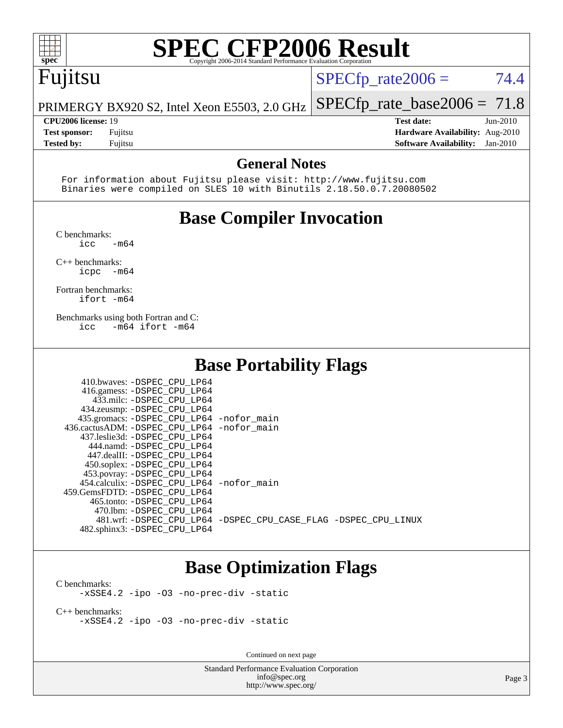# SPEC CFP2006 Result

Copyright 2006-2014 Standard Performance Evaluation Corporation

## Fujitsu

PRIMERGY BX920 S2, Intel Xeon E5503, 2.0 GHz

SPECfp_rate2006 = 74.4

SPECfp_rate_base2006 = 71.8

| | | | |
|---|---|---|---|
| **CPU2006 license:** | 19 | **Test date:** | Jun-2010 |
| **Test sponsor:** | Fujitsu | **Hardware Availability:** | Aug-2010 |
| **Tested by:** | Fujitsu | **Software Availability:** | Jan-2010 |

## General Notes

```
For information about Fujitsu please visit: http://www.fujitsu.com
Binaries were compiled on SLES 10 with Binutils 2.18.50.0.7.20080502
```

## Base Compiler Invocation

C benchmarks:
```
icc   -m64
```

C++ benchmarks:
```
icpc  -m64
```

Fortran benchmarks:
```
ifort -m64
```

Benchmarks using both Fortran and C:
```
icc   -m64 ifort -m64
```

## Base Portability Flags

| Benchmark | Flags |
|---|---|
| 410.bwaves: | -DSPEC_CPU_LP64 |
| 416.gamess: | -DSPEC_CPU_LP64 |
| 433.milc: | -DSPEC_CPU_LP64 |
| 434.zeusmp: | -DSPEC_CPU_LP64 |
| 435.gromacs: | -DSPEC_CPU_LP64 -nofor_main |
| 436.cactusADM: | -DSPEC_CPU_LP64 -nofor_main |
| 437.leslie3d: | -DSPEC_CPU_LP64 |
| 444.namd: | -DSPEC_CPU_LP64 |
| 447.dealII: | -DSPEC_CPU_LP64 |
| 450.soplex: | -DSPEC_CPU_LP64 |
| 453.povray: | -DSPEC_CPU_LP64 |
| 454.calculix: | -DSPEC_CPU_LP64 -nofor_main |
| 459.GemsFDTD: | -DSPEC_CPU_LP64 |
| 465.tonto: | -DSPEC_CPU_LP64 |
| 470.lbm: | -DSPEC_CPU_LP64 |
| 481.wrf: | -DSPEC_CPU_LP64 -DSPEC_CPU_CASE_FLAG -DSPEC_CPU_LINUX |
| 482.sphinx3: | -DSPEC_CPU_LP64 |

## Base Optimization Flags

C benchmarks:
```
-xSSE4.2 -ipo -O3 -no-prec-div -static
```

C++ benchmarks:
```
-xSSE4.2 -ipo -O3 -no-prec-div -static
```

Continued on next page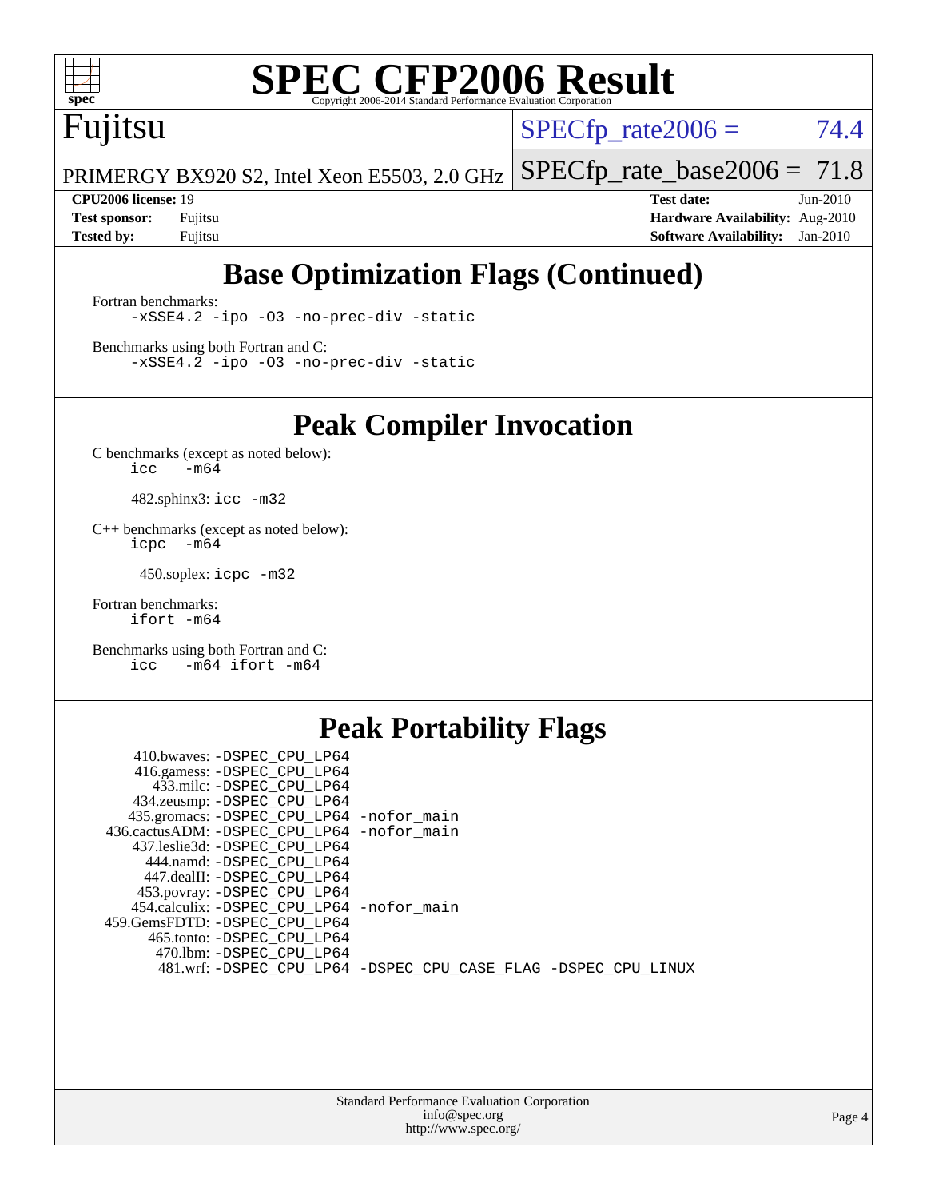# SPEC CFP2006 Result

Copyright 2006-2014 Standard Performance Evaluation Corporation

**Fujitsu**

PRIMERGY BX920 S2, Intel Xeon E5503, 2.0 GHz

SPECfp_rate2006 = 74.4

SPECfp_rate_base2006 = 71.8

| | | | |
|---|---|---|---|
| **CPU2006 license:** 19 | | **Test date:** | Jun-2010 |
| **Test sponsor:** | Fujitsu | **Hardware Availability:** | Aug-2010 |
| **Tested by:** | Fujitsu | **Software Availability:** | Jan-2010 |

## Base Optimization Flags (Continued)

Fortran benchmarks:

```
-xSSE4.2 -ipo -O3 -no-prec-div -static
```

Benchmarks using both Fortran and C:

```
-xSSE4.2 -ipo -O3 -no-prec-div -static
```

## Peak Compiler Invocation

C benchmarks (except as noted below):

```
icc   -m64
```

482.sphinx3: `icc -m32`

C++ benchmarks (except as noted below):

```
icpc   -m64
```

450.soplex: `icpc -m32`

Fortran benchmarks:

```
ifort -m64
```

Benchmarks using both Fortran and C:

```
icc   -m64 ifort -m64
```

## Peak Portability Flags

```
   410.bwaves: -DSPEC_CPU_LP64
   416.gamess: -DSPEC_CPU_LP64
     433.milc: -DSPEC_CPU_LP64
   434.zeusmp: -DSPEC_CPU_LP64
  435.gromacs: -DSPEC_CPU_LP64 -nofor_main
 436.cactusADM: -DSPEC_CPU_LP64 -nofor_main
  437.leslie3d: -DSPEC_CPU_LP64
     444.namd: -DSPEC_CPU_LP64
    447.dealII: -DSPEC_CPU_LP64
   453.povray: -DSPEC_CPU_LP64
  454.calculix: -DSPEC_CPU_LP64 -nofor_main
 459.GemsFDTD: -DSPEC_CPU_LP64
    465.tonto: -DSPEC_CPU_LP64
      470.lbm: -DSPEC_CPU_LP64
      481.wrf: -DSPEC_CPU_LP64 -DSPEC_CPU_CASE_FLAG -DSPEC_CPU_LINUX
```

Standard Performance Evaluation Corporation
info@spec.org
http://www.spec.org/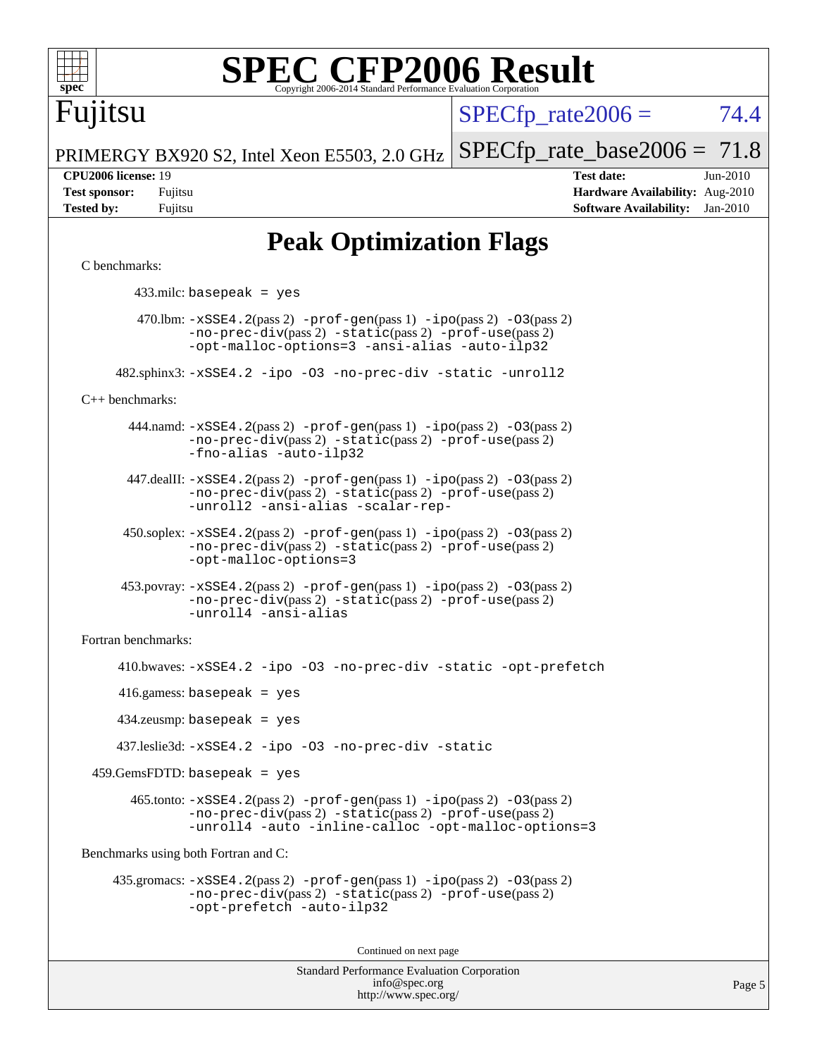# SPEC CFP2006 Result

Copyright 2006-2014 Standard Performance Evaluation Corporation

Fujitsu

PRIMERGY BX920 S2, Intel Xeon E5503, 2.0 GHz

SPECfp_rate2006 = 74.4

SPECfp_rate_base2006 = 71.8

**CPU2006 license:** 19
**Test sponsor:** Fujitsu
**Tested by:** Fujitsu

**Test date:** Jun-2010
**Hardware Availability:** Aug-2010
**Software Availability:** Jan-2010

## Peak Optimization Flags

C benchmarks:

433.milc: basepeak = yes

470.lbm: -xSSE4.2(pass 2) -prof-gen(pass 1) -ipo(pass 2) -O3(pass 2) -no-prec-div(pass 2) -static(pass 2) -prof-use(pass 2) -opt-malloc-options=3 -ansi-alias -auto-ilp32

482.sphinx3: -xSSE4.2 -ipo -O3 -no-prec-div -static -unroll2

C++ benchmarks:

444.namd: -xSSE4.2(pass 2) -prof-gen(pass 1) -ipo(pass 2) -O3(pass 2) -no-prec-div(pass 2) -static(pass 2) -prof-use(pass 2) -fno-alias -auto-ilp32

447.dealII: -xSSE4.2(pass 2) -prof-gen(pass 1) -ipo(pass 2) -O3(pass 2) -no-prec-div(pass 2) -static(pass 2) -prof-use(pass 2) -unroll2 -ansi-alias -scalar-rep-

450.soplex: -xSSE4.2(pass 2) -prof-gen(pass 1) -ipo(pass 2) -O3(pass 2) -no-prec-div(pass 2) -static(pass 2) -prof-use(pass 2) -opt-malloc-options=3

453.povray: -xSSE4.2(pass 2) -prof-gen(pass 1) -ipo(pass 2) -O3(pass 2) -no-prec-div(pass 2) -static(pass 2) -prof-use(pass 2) -unroll4 -ansi-alias

Fortran benchmarks:

410.bwaves: -xSSE4.2 -ipo -O3 -no-prec-div -static -opt-prefetch

416.gamess: basepeak = yes

434.zeusmp: basepeak = yes

437.leslie3d: -xSSE4.2 -ipo -O3 -no-prec-div -static

459.GemsFDTD: basepeak = yes

465.tonto: -xSSE4.2(pass 2) -prof-gen(pass 1) -ipo(pass 2) -O3(pass 2) -no-prec-div(pass 2) -static(pass 2) -prof-use(pass 2) -unroll4 -auto -inline-calloc -opt-malloc-options=3

Benchmarks using both Fortran and C:

435.gromacs: -xSSE4.2(pass 2) -prof-gen(pass 1) -ipo(pass 2) -O3(pass 2) -no-prec-div(pass 2) -static(pass 2) -prof-use(pass 2) -opt-prefetch -auto-ilp32

Continued on next page

Standard Performance Evaluation Corporation
info@spec.org
http://www.spec.org/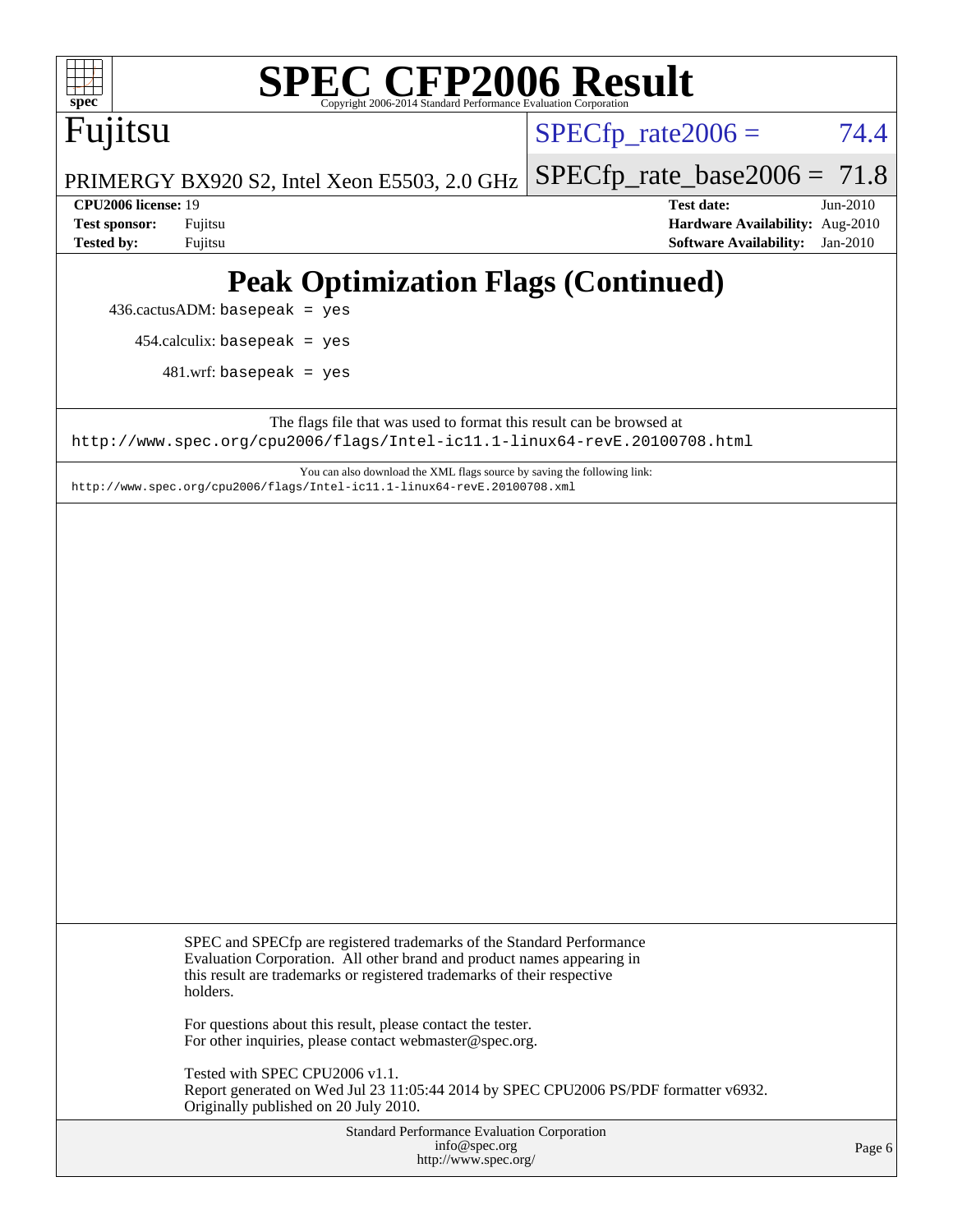# Peak Optimization Flags (Continued)

436.cactusADM: basepeak = yes

454.calculix: basepeak = yes

481.wrf: basepeak = yes

The flags file that was used to format this result can be browsed at
http://www.spec.org/cpu2006/flags/Intel-ic11.1-linux64-revE.20100708.html

You can also download the XML flags source by saving the following link:
http://www.spec.org/cpu2006/flags/Intel-ic11.1-linux64-revE.20100708.xml

SPEC and SPECfp are registered trademarks of the Standard Performance Evaluation Corporation. All other brand and product names appearing in this result are trademarks or registered trademarks of their respective holders.

For questions about this result, please contact the tester.
For other inquiries, please contact webmaster@spec.org.

Tested with SPEC CPU2006 v1.1.
Report generated on Wed Jul 23 11:05:44 2014 by SPEC CPU2006 PS/PDF formatter v6932.
Originally published on 20 July 2010.